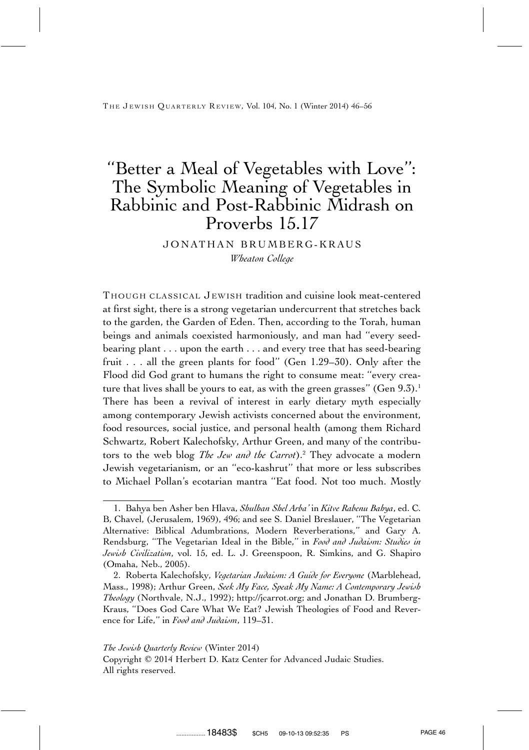# "Better a Meal of Vegetables with Love": The Symbolic Meaning of Vegetables in Rabbinic and Post-Rabbinic Midrash on Proverbs 15.17

JONATHAN BRUMBERG-KRAUS

*Wheaton College*

THOUGH CLASSICAL JEWISH tradition and cuisine look meat-centered at first sight, there is a strong vegetarian undercurrent that stretches back to the garden, the Garden of Eden. Then, according to the Torah, human beings and animals coexisted harmoniously, and man had "every seed-bearing plant . . . upon the earth . . . and every tree that has seed-bearing fruit . . . all the green plants for food" (Gen 1.29–30). Only after the Flood did God grant to humans the right to consume meat: "every creature that lives shall be yours to eat, as with the green grasses" (Gen 9.3).[1] There has been a revival of interest in early dietary myth especially among contemporary Jewish activists concerned about the environment, food resources, social justice, and personal health (among them Richard Schwartz, Robert Kalechofsky, Arthur Green, and many of the contributors to the web blog *The Jew and the Carrot*).[2] They advocate a modern Jewish vegetarianism, or an "eco-kashrut" that more or less subscribes to Michael Pollan's ecotarian mantra "Eat food. Not too much. Mostly

---

1. Bahya ben Asher ben Hlava, *Shulhan Shel Arba'* in *Kitve Rabenu Bahya*, ed. C. B, Chavel, (Jerusalem, 1969), 496; and see S. Daniel Breslauer, "The Vegetarian Alternative: Biblical Adumbrations, Modern Reverberations," and Gary A. Rendsburg, "The Vegetarian Ideal in the Bible," in *Food and Judaism: Studies in Jewish Civilization*, vol. 15, ed. L. J. Greenspoon, R. Simkins, and G. Shapiro (Omaha, Neb., 2005).

2. Roberta Kalechofsky, *Vegetarian Judaism: A Guide for Everyone* (Marblehead, Mass., 1998); Arthur Green, *Seek My Face, Speak My Name: A Contemporary Jewish Theology* (Northvale, N.J., 1992); http://jcarrot.org; and Jonathan D. Brumberg-Kraus, "Does God Care What We Eat? Jewish Theologies of Food and Reverence for Life," in *Food and Judaism*, 119–31.

*The Jewish Quarterly Review* (Winter 2014)
Copyright © 2014 Herbert D. Katz Center for Advanced Judaic Studies.
All rights reserved.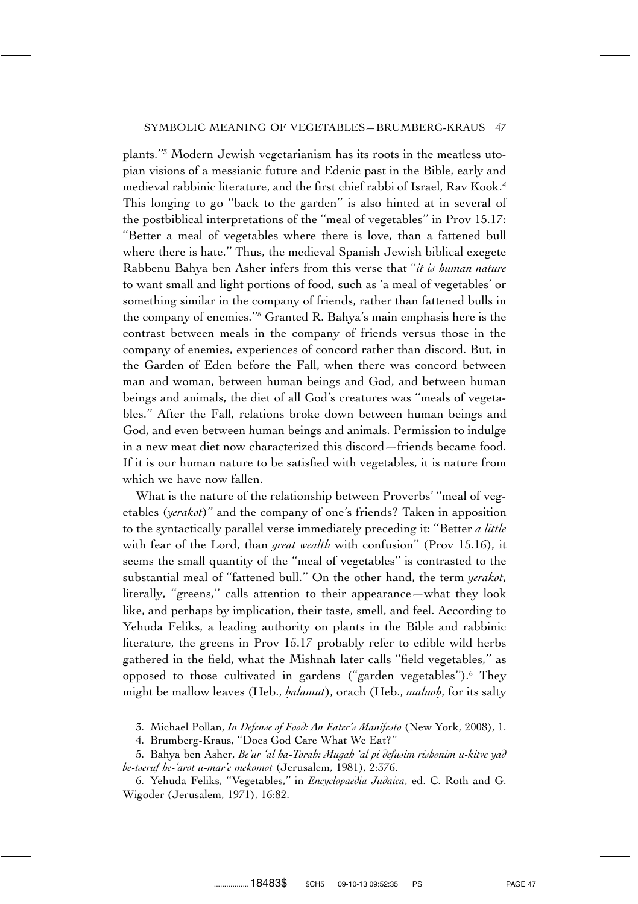plants."[3] Modern Jewish vegetarianism has its roots in the meatless utopian visions of a messianic future and Edenic past in the Bible, early and medieval rabbinic literature, and the first chief rabbi of Israel, Rav Kook.[4] This longing to go "back to the garden" is also hinted at in several of the postbiblical interpretations of the "meal of vegetables" in Prov 15.17: "Better a meal of vegetables where there is love, than a fattened bull where there is hate." Thus, the medieval Spanish Jewish biblical exegete Rabbenu Bahya ben Asher infers from this verse that "*it is human nature* to want small and light portions of food, such as 'a meal of vegetables' or something similar in the company of friends, rather than fattened bulls in the company of enemies."[5] Granted R. Bahya's main emphasis here is the contrast between meals in the company of friends versus those in the company of enemies, experiences of concord rather than discord. But, in the Garden of Eden before the Fall, when there was concord between man and woman, between human beings and God, and between human beings and animals, the diet of all God's creatures was "meals of vegetables." After the Fall, relations broke down between human beings and God, and even between human beings and animals. Permission to indulge in a new meat diet now characterized this discord—friends became food. If it is our human nature to be satisfied with vegetables, it is nature from which we have now fallen.

What is the nature of the relationship between Proverbs' "meal of vegetables (*yerakot*)" and the company of one's friends? Taken in apposition to the syntactically parallel verse immediately preceding it: "Better *a little* with fear of the Lord, than *great wealth* with confusion" (Prov 15.16), it seems the small quantity of the "meal of vegetables" is contrasted to the substantial meal of "fattened bull." On the other hand, the term *yerakot*, literally, "greens," calls attention to their appearance—what they look like, and perhaps by implication, their taste, smell, and feel. According to Yehuda Feliks, a leading authority on plants in the Bible and rabbinic literature, the greens in Prov 15.17 probably refer to edible wild herbs gathered in the field, what the Mishnah later calls "field vegetables," as opposed to those cultivated in gardens ("garden vegetables").[6] They might be mallow leaves (Heb., *ḥalamut*), orach (Heb., *maluoḥ*, for its salty

---

3. Michael Pollan, *In Defense of Food: An Eater's Manifesto* (New York, 2008), 1.

4. Brumberg-Kraus, "Does God Care What We Eat?"

5. Bahya ben Asher, *Be'ur 'al ha-Torah: Mugah 'al pi defusim rishonim u-kitve yad be-tseruf he-'arot u-mar'e mekomot* (Jerusalem, 1981), 2:376.

6. Yehuda Feliks, "Vegetables," in *Encyclopaedia Judaica*, ed. C. Roth and G. Wigoder (Jerusalem, 1971), 16:82.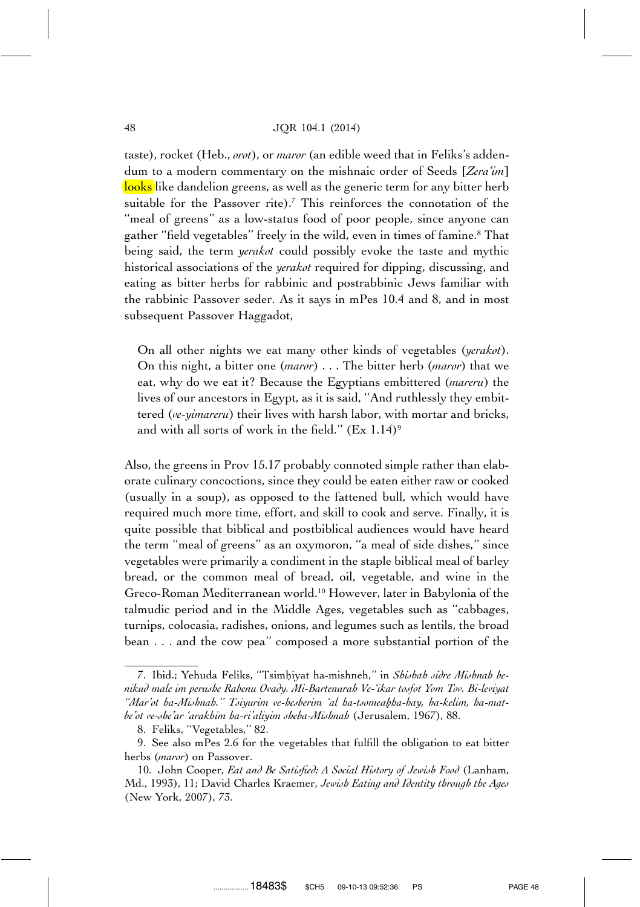taste), rocket (Heb., *orot*), or *maror* (an edible weed that in Feliks's addendum to a modern commentary on the mishnaic order of Seeds [*Zera'im*] looks like dandelion greens, as well as the generic term for any bitter herb suitable for the Passover rite).[7] This reinforces the connotation of the "meal of greens" as a low-status food of poor people, since anyone can gather "field vegetables" freely in the wild, even in times of famine.[8] That being said, the term *yerakot* could possibly evoke the taste and mythic historical associations of the *yerakot* required for dipping, discussing, and eating as bitter herbs for rabbinic and postrabbinic Jews familiar with the rabbinic Passover seder. As it says in mPes 10.4 and 8, and in most subsequent Passover Haggadot,

> On all other nights we eat many other kinds of vegetables (*yerakot*). On this night, a bitter one (*maror*) . . . The bitter herb (*maror*) that we eat, why do we eat it? Because the Egyptians embittered (*mareru*) the lives of our ancestors in Egypt, as it is said, "And ruthlessly they embittered (*ve-yimareru*) their lives with harsh labor, with mortar and bricks, and with all sorts of work in the field." (Ex 1.14)[9]

Also, the greens in Prov 15.17 probably connoted simple rather than elaborate culinary concoctions, since they could be eaten either raw or cooked (usually in a soup), as opposed to the fattened bull, which would have required much more time, effort, and skill to cook and serve. Finally, it is quite possible that biblical and postbiblical audiences would have heard the term "meal of greens" as an oxymoron, "a meal of side dishes," since vegetables were primarily a condiment in the staple biblical meal of barley bread, or the common meal of bread, oil, vegetable, and wine in the Greco-Roman Mediterranean world.[10] However, later in Babylonia of the talmudic period and in the Middle Ages, vegetables such as "cabbages, turnips, colocasia, radishes, onions, and legumes such as lentils, the broad bean . . . and the cow pea" composed a more substantial portion of the

---

7. Ibid.; Yehuda Feliks, "Tsimḥiyat ha-mishneh," in *Shishah sidre Mishnah be-nikud male im perushe Rabenu Ovady. Mi-Bartenurah Ve-'ikar tosfot Yom Tov. Bi-leviyat "Mar'ot ha-Mishnah." Tsiyurim ve-hesberim 'al ha-tsomeaḥha-hay, ha-kelim, ha-matbe'ot ve-she'ar 'arakhim ha-ri'aliyim sheba-Mishnah* (Jerusalem, 1967), 88.

8. Feliks, "Vegetables," 82.

9. See also mPes 2.6 for the vegetables that fulfill the obligation to eat bitter herbs (*maror*) on Passover.

10. John Cooper, *Eat and Be Satisfied: A Social History of Jewish Food* (Lanham, Md., 1993), 11; David Charles Kraemer, *Jewish Eating and Identity through the Ages* (New York, 2007), 73.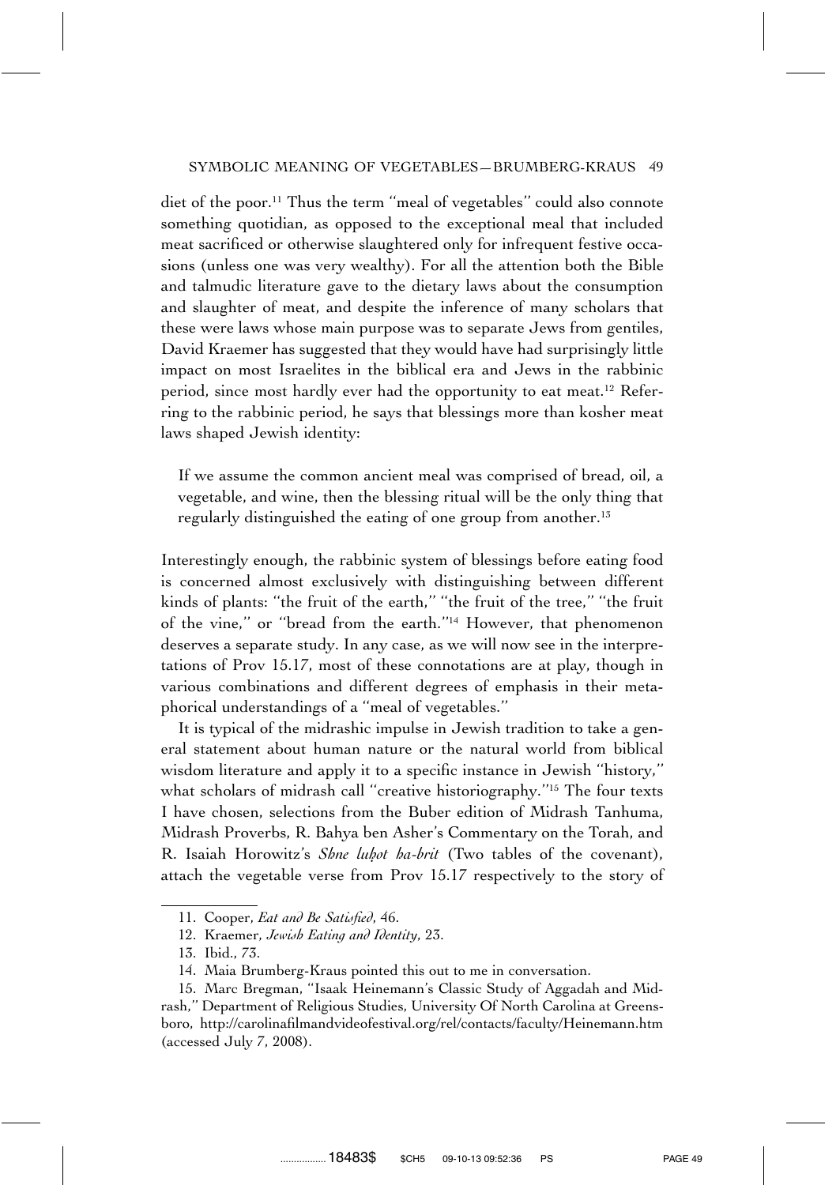diet of the poor.[11] Thus the term "meal of vegetables" could also connote something quotidian, as opposed to the exceptional meal that included meat sacrificed or otherwise slaughtered only for infrequent festive occasions (unless one was very wealthy). For all the attention both the Bible and talmudic literature gave to the dietary laws about the consumption and slaughter of meat, and despite the inference of many scholars that these were laws whose main purpose was to separate Jews from gentiles, David Kraemer has suggested that they would have had surprisingly little impact on most Israelites in the biblical era and Jews in the rabbinic period, since most hardly ever had the opportunity to eat meat.[12] Referring to the rabbinic period, he says that blessings more than kosher meat laws shaped Jewish identity:

> If we assume the common ancient meal was comprised of bread, oil, a vegetable, and wine, then the blessing ritual will be the only thing that regularly distinguished the eating of one group from another.[13]

Interestingly enough, the rabbinic system of blessings before eating food is concerned almost exclusively with distinguishing between different kinds of plants: "the fruit of the earth," "the fruit of the tree," "the fruit of the vine," or "bread from the earth."[14] However, that phenomenon deserves a separate study. In any case, as we will now see in the interpretations of Prov 15.17, most of these connotations are at play, though in various combinations and different degrees of emphasis in their metaphorical understandings of a "meal of vegetables."

It is typical of the midrashic impulse in Jewish tradition to take a general statement about human nature or the natural world from biblical wisdom literature and apply it to a specific instance in Jewish "history," what scholars of midrash call "creative historiography."[15] The four texts I have chosen, selections from the Buber edition of Midrash Tanhuma, Midrash Proverbs, R. Bahya ben Asher's Commentary on the Torah, and R. Isaiah Horowitz's *Shne luḥot ha-brit* (Two tables of the covenant), attach the vegetable verse from Prov 15.17 respectively to the story of

---

11. Cooper, *Eat and Be Satisfied*, 46.

12. Kraemer, *Jewish Eating and Identity*, 23.

13. Ibid., 73.

14. Maia Brumberg-Kraus pointed this out to me in conversation.

15. Marc Bregman, "Isaak Heinemann's Classic Study of Aggadah and Midrash," Department of Religious Studies, University Of North Carolina at Greensboro, http://carolinafilmandvideofestival.org/rel/contacts/faculty/Heinemann.htm (accessed July 7, 2008).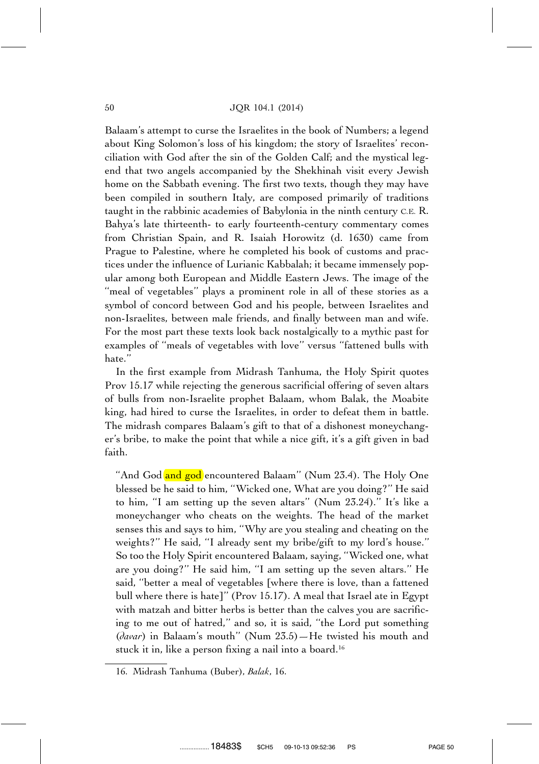Balaam's attempt to curse the Israelites in the book of Numbers; a legend about King Solomon's loss of his kingdom; the story of Israelites' reconciliation with God after the sin of the Golden Calf; and the mystical legend that two angels accompanied by the Shekhinah visit every Jewish home on the Sabbath evening. The first two texts, though they may have been compiled in southern Italy, are composed primarily of traditions taught in the rabbinic academies of Babylonia in the ninth century C.E. R. Bahya's late thirteenth- to early fourteenth-century commentary comes from Christian Spain, and R. Isaiah Horowitz (d. 1630) came from Prague to Palestine, where he completed his book of customs and practices under the influence of Lurianic Kabbalah; it became immensely popular among both European and Middle Eastern Jews. The image of the "meal of vegetables" plays a prominent role in all of these stories as a symbol of concord between God and his people, between Israelites and non-Israelites, between male friends, and finally between man and wife. For the most part these texts look back nostalgically to a mythic past for examples of "meals of vegetables with love" versus "fattened bulls with hate."

In the first example from Midrash Tanhuma, the Holy Spirit quotes Prov 15.17 while rejecting the generous sacrificial offering of seven altars of bulls from non-Israelite prophet Balaam, whom Balak, the Moabite king, had hired to curse the Israelites, in order to defeat them in battle. The midrash compares Balaam's gift to that of a dishonest moneychanger's bribe, to make the point that while a nice gift, it's a gift given in bad faith.

> "And God and god encountered Balaam" (Num 23.4). The Holy One blessed be he said to him, "Wicked one, What are you doing?" He said to him, "I am setting up the seven altars" (Num 23.24)." It's like a moneychanger who cheats on the weights. The head of the market senses this and says to him, "Why are you stealing and cheating on the weights?" He said, "I already sent my bribe/gift to my lord's house." So too the Holy Spirit encountered Balaam, saying, "Wicked one, what are you doing?" He said him, "I am setting up the seven altars." He said, "better a meal of vegetables [where there is love, than a fattened bull where there is hate]" (Prov 15.17). A meal that Israel ate in Egypt with matzah and bitter herbs is better than the calves you are sacrificing to me out of hatred," and so, it is said, "the Lord put something (*davar*) in Balaam's mouth" (Num 23.5)—He twisted his mouth and stuck it in, like a person fixing a nail into a board.[16]

16. Midrash Tanhuma (Buber), *Balak*, 16.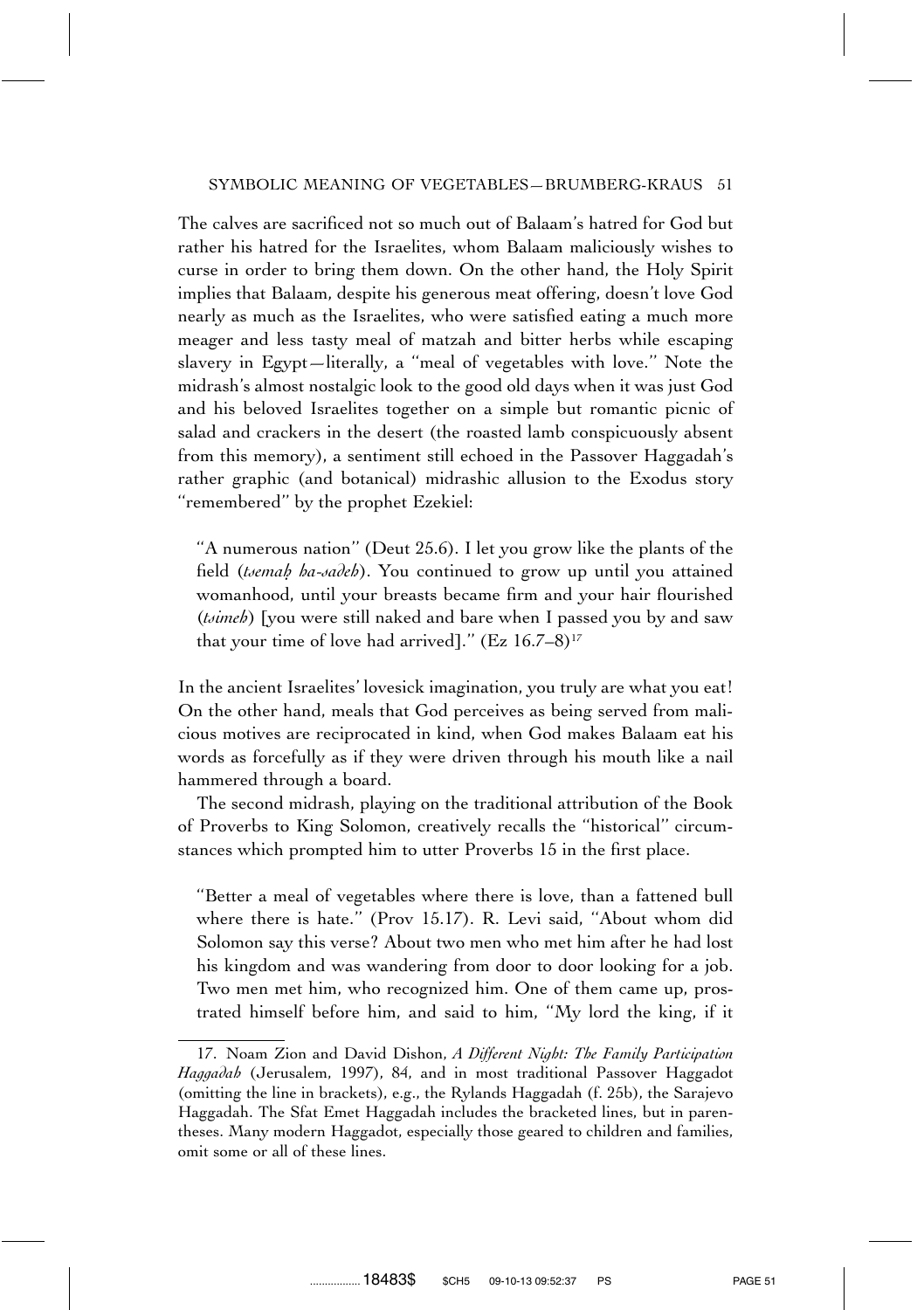The calves are sacrificed not so much out of Balaam's hatred for God but rather his hatred for the Israelites, whom Balaam maliciously wishes to curse in order to bring them down. On the other hand, the Holy Spirit implies that Balaam, despite his generous meat offering, doesn't love God nearly as much as the Israelites, who were satisfied eating a much more meager and less tasty meal of matzah and bitter herbs while escaping slavery in Egypt—literally, a ''meal of vegetables with love.'' Note the midrash's almost nostalgic look to the good old days when it was just God and his beloved Israelites together on a simple but romantic picnic of salad and crackers in the desert (the roasted lamb conspicuously absent from this memory), a sentiment still echoed in the Passover Haggadah's rather graphic (and botanical) midrashic allusion to the Exodus story ''remembered'' by the prophet Ezekiel:

> ''A numerous nation'' (Deut 25.6). I let you grow like the plants of the field (*tsemaḥ ha-sadeh*). You continued to grow up until you attained womanhood, until your breasts became firm and your hair flourished (*tsimeh*) [you were still naked and bare when I passed you by and saw that your time of love had arrived].'' (Ez 16.7–8)[17]

In the ancient Israelites' lovesick imagination, you truly are what you eat! On the other hand, meals that God perceives as being served from malicious motives are reciprocated in kind, when God makes Balaam eat his words as forcefully as if they were driven through his mouth like a nail hammered through a board.

The second midrash, playing on the traditional attribution of the Book of Proverbs to King Solomon, creatively recalls the ''historical'' circumstances which prompted him to utter Proverbs 15 in the first place.

> ''Better a meal of vegetables where there is love, than a fattened bull where there is hate.'' (Prov 15.17). R. Levi said, ''About whom did Solomon say this verse? About two men who met him after he had lost his kingdom and was wandering from door to door looking for a job. Two men met him, who recognized him. One of them came up, prostrated himself before him, and said to him, ''My lord the king, if it

---

17. Noam Zion and David Dishon, *A Different Night: The Family Participation Haggadah* (Jerusalem, 1997), 84, and in most traditional Passover Haggadot (omitting the line in brackets), e.g., the Rylands Haggadah (f. 25b), the Sarajevo Haggadah. The Sfat Emet Haggadah includes the bracketed lines, but in parentheses. Many modern Haggadot, especially those geared to children and families, omit some or all of these lines.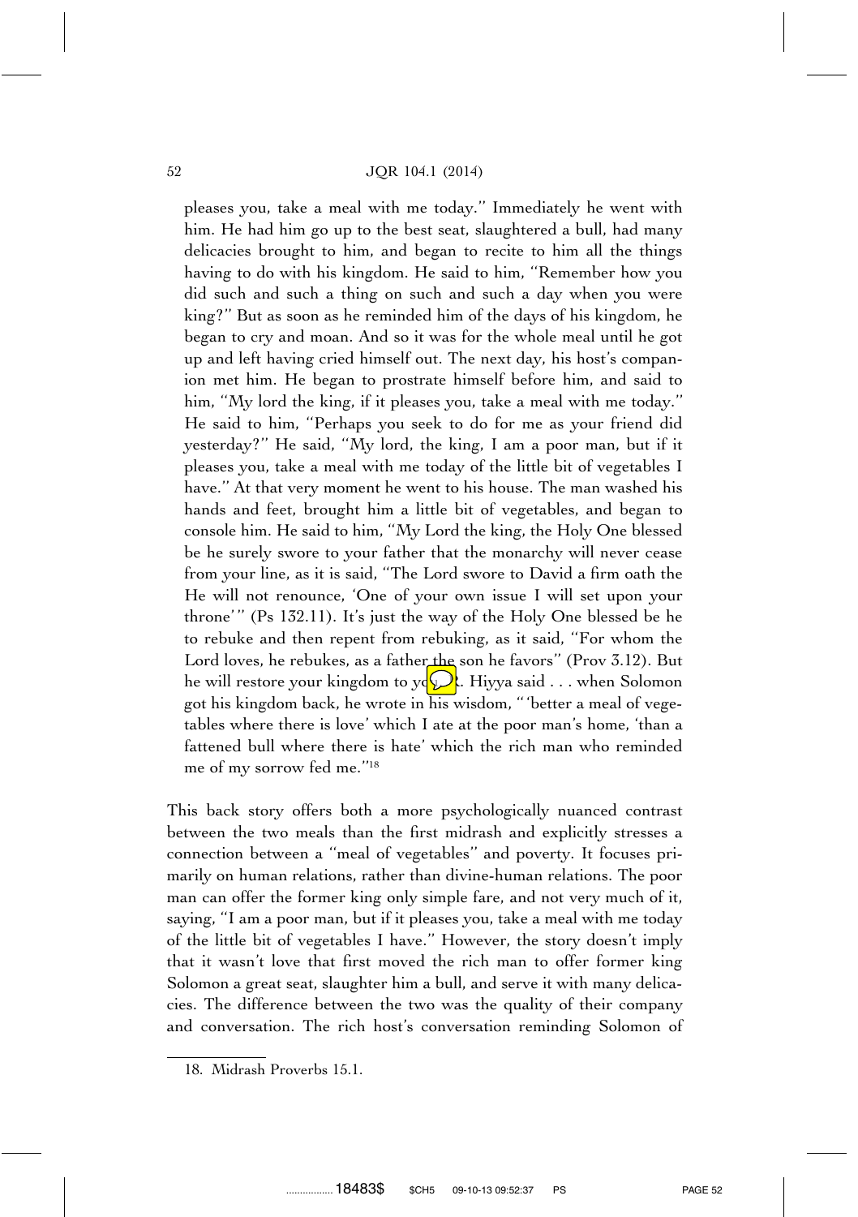> pleases you, take a meal with me today." Immediately he went with him. He had him go up to the best seat, slaughtered a bull, had many delicacies brought to him, and began to recite to him all the things having to do with his kingdom. He said to him, "Remember how you did such and such a thing on such and such a day when you were king?" But as soon as he reminded him of the days of his kingdom, he began to cry and moan. And so it was for the whole meal until he got up and left having cried himself out. The next day, his host's companion met him. He began to prostrate himself before him, and said to him, "My lord the king, if it pleases you, take a meal with me today." He said to him, "Perhaps you seek to do for me as your friend did yesterday?" He said, "My lord, the king, I am a poor man, but if it pleases you, take a meal with me today of the little bit of vegetables I have." At that very moment he went to his house. The man washed his hands and feet, brought him a little bit of vegetables, and began to console him. He said to him, "My Lord the king, the Holy One blessed be he surely swore to your father that the monarchy will never cease from your line, as it is said, "The Lord swore to David a firm oath the He will not renounce, 'One of your own issue I will set upon your throne'" (Ps 132.11). It's just the way of the Holy One blessed be he to rebuke and then repent from rebuking, as it said, "For whom the Lord loves, he rebukes, as a father the son he favors" (Prov 3.12). But he will restore your kingdom to you." R. Hiyya said . . . when Solomon got his kingdom back, he wrote in his wisdom, "'better a meal of vegetables where there is love' which I ate at the poor man's home, 'than a fattened bull where there is hate' which the rich man who reminded me of my sorrow fed me."[18]

This back story offers both a more psychologically nuanced contrast between the two meals than the first midrash and explicitly stresses a connection between a "meal of vegetables" and poverty. It focuses primarily on human relations, rather than divine-human relations. The poor man can offer the former king only simple fare, and not very much of it, saying, "I am a poor man, but if it pleases you, take a meal with me today of the little bit of vegetables I have." However, the story doesn't imply that it wasn't love that first moved the rich man to offer former king Solomon a great seat, slaughter him a bull, and serve it with many delicacies. The difference between the two was the quality of their company and conversation. The rich host's conversation reminding Solomon of

---

18. Midrash Proverbs 15.1.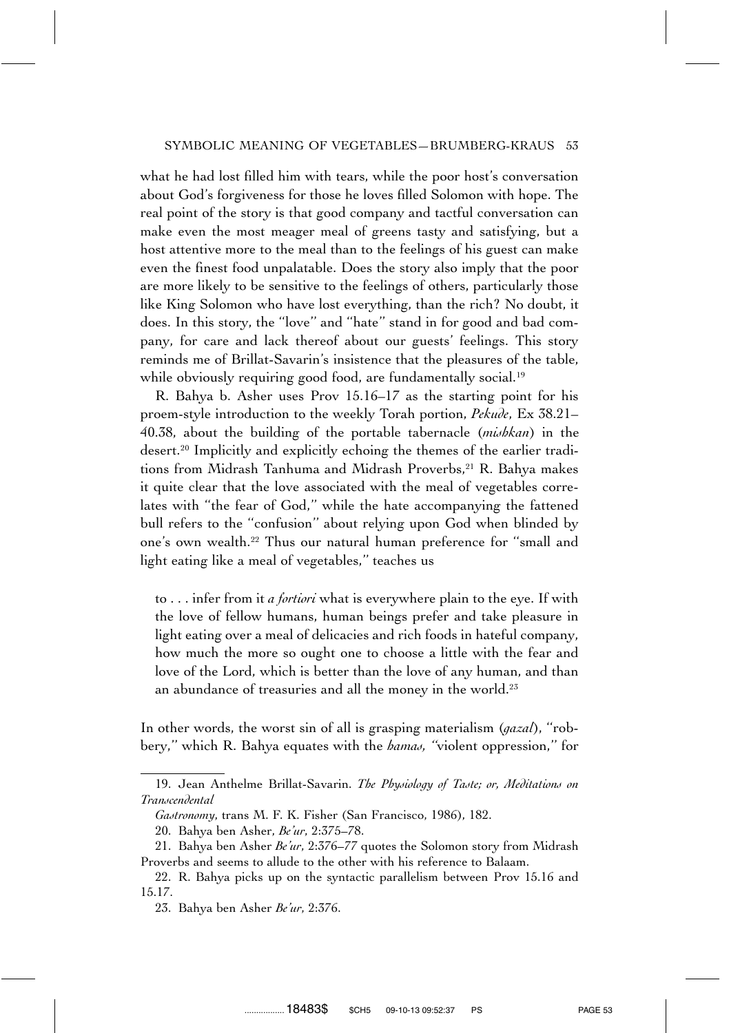what he had lost filled him with tears, while the poor host's conversation about God's forgiveness for those he loves filled Solomon with hope. The real point of the story is that good company and tactful conversation can make even the most meager meal of greens tasty and satisfying, but a host attentive more to the meal than to the feelings of his guest can make even the finest food unpalatable. Does the story also imply that the poor are more likely to be sensitive to the feelings of others, particularly those like King Solomon who have lost everything, than the rich? No doubt, it does. In this story, the "love" and "hate" stand in for good and bad company, for care and lack thereof about our guests' feelings. This story reminds me of Brillat-Savarin's insistence that the pleasures of the table, while obviously requiring good food, are fundamentally social.[19]

R. Bahya b. Asher uses Prov 15.16–17 as the starting point for his proem-style introduction to the weekly Torah portion, *Pekude*, Ex 38.21–40.38, about the building of the portable tabernacle (*mishkan*) in the desert.[20] Implicitly and explicitly echoing the themes of the earlier traditions from Midrash Tanhuma and Midrash Proverbs,[21] R. Bahya makes it quite clear that the love associated with the meal of vegetables correlates with "the fear of God," while the hate accompanying the fattened bull refers to the "confusion" about relying upon God when blinded by one's own wealth.[22] Thus our natural human preference for "small and light eating like a meal of vegetables," teaches us

> to . . . infer from it *a fortiori* what is everywhere plain to the eye. If with the love of fellow humans, human beings prefer and take pleasure in light eating over a meal of delicacies and rich foods in hateful company, how much the more so ought one to choose a little with the fear and love of the Lord, which is better than the love of any human, and than an abundance of treasuries and all the money in the world.[23]

In other words, the worst sin of all is grasping materialism (*gazal*), "robbery," which R. Bahya equates with the *hamas*, "violent oppression," for

---

19. Jean Anthelme Brillat-Savarin. *The Physiology of Taste; or, Meditations on Transcendental Gastronomy*, trans M. F. K. Fisher (San Francisco, 1986), 182.

20. Bahya ben Asher, *Be'ur*, 2:375–78.

21. Bahya ben Asher *Be'ur*, 2:376–77 quotes the Solomon story from Midrash Proverbs and seems to allude to the other with his reference to Balaam.

22. R. Bahya picks up on the syntactic parallelism between Prov 15.16 and 15.17.

23. Bahya ben Asher *Be'ur*, 2:376.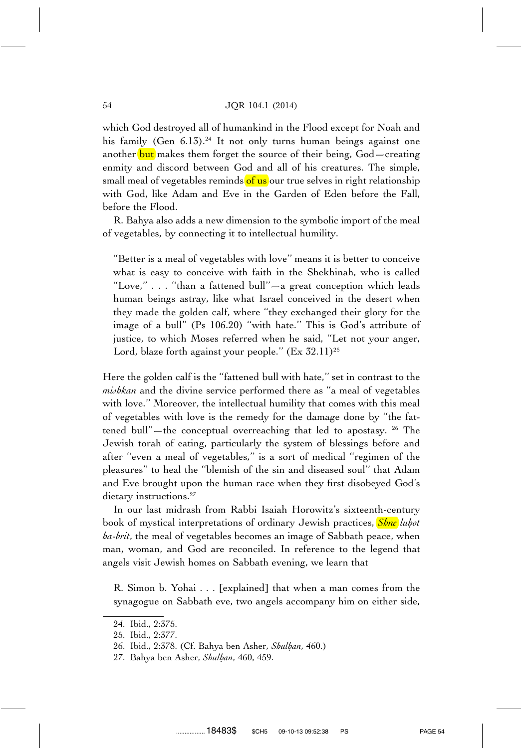which God destroyed all of humankind in the Flood except for Noah and his family (Gen 6.13).[24] It not only turns human beings against one another but makes them forget the source of their being, God—creating enmity and discord between God and all of his creatures. The simple, small meal of vegetables reminds of us our true selves in right relationship with God, like Adam and Eve in the Garden of Eden before the Fall, before the Flood.

R. Bahya also adds a new dimension to the symbolic import of the meal of vegetables, by connecting it to intellectual humility.

> ''Better is a meal of vegetables with love'' means it is better to conceive what is easy to conceive with faith in the Shekhinah, who is called ''Love,'' . . . ''than a fattened bull''—a great conception which leads human beings astray, like what Israel conceived in the desert when they made the golden calf, where ''they exchanged their glory for the image of a bull'' (Ps 106.20) ''with hate.'' This is God's attribute of justice, to which Moses referred when he said, ''Let not your anger, Lord, blaze forth against your people.'' (Ex 32.11)[25]

Here the golden calf is the ''fattened bull with hate,'' set in contrast to the *mishkan* and the divine service performed there as ''a meal of vegetables with love.'' Moreover, the intellectual humility that comes with this meal of vegetables with love is the remedy for the damage done by ''the fattened bull''—the conceptual overreaching that led to apostasy. [26] The Jewish torah of eating, particularly the system of blessings before and after ''even a meal of vegetables,'' is a sort of medical ''regimen of the pleasures'' to heal the ''blemish of the sin and diseased soul'' that Adam and Eve brought upon the human race when they first disobeyed God's dietary instructions.[27]

In our last midrash from Rabbi Isaiah Horowitz's sixteenth-century book of mystical interpretations of ordinary Jewish practices, *Shne luḥot ha-brit*, the meal of vegetables becomes an image of Sabbath peace, when man, woman, and God are reconciled. In reference to the legend that angels visit Jewish homes on Sabbath evening, we learn that

> R. Simon b. Yohai . . . [explained] that when a man comes from the synagogue on Sabbath eve, two angels accompany him on either side,

24. Ibid., 2:375.

25. Ibid., 2:377.

26. Ibid., 2:378. (Cf. Bahya ben Asher, *Shulḥan*, 460.)

27. Bahya ben Asher, *Shulḥan*, 460, 459.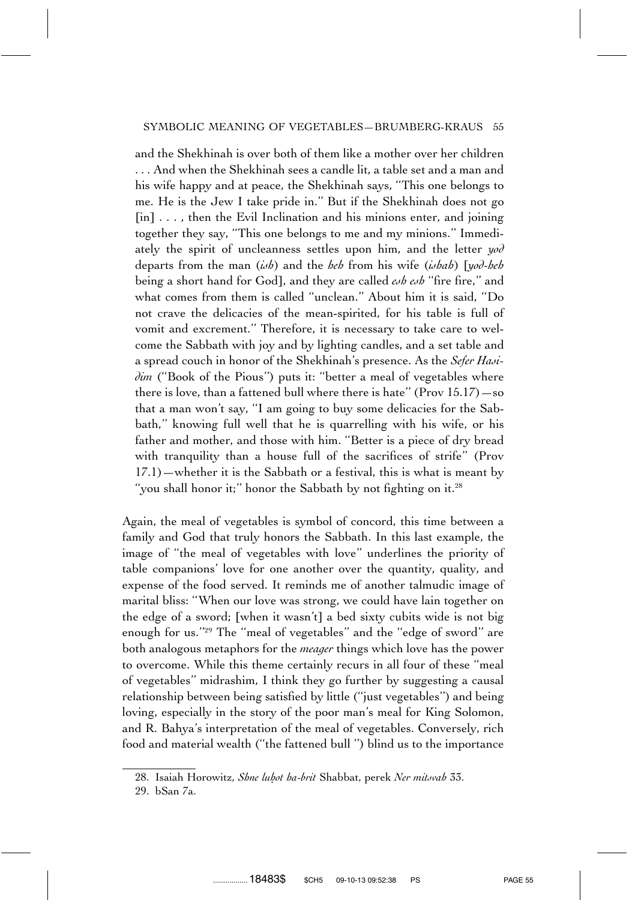and the Shekhinah is over both of them like a mother over her children . . . And when the Shekhinah sees a candle lit, a table set and a man and his wife happy and at peace, the Shekhinah says, ''This one belongs to me. He is the Jew I take pride in.'' But if the Shekhinah does not go [in] . . . , then the Evil Inclination and his minions enter, and joining together they say, ''This one belongs to me and my minions.'' Immediately the spirit of uncleanness settles upon him, and the letter *yod* departs from the man (*ish*) and the *heh* from his wife (*ishah*) [*yod-heh* being a short hand for God], and they are called *esh esh* ''fire fire,'' and what comes from them is called ''unclean.'' About him it is said, ''Do not crave the delicacies of the mean-spirited, for his table is full of vomit and excrement.'' Therefore, it is necessary to take care to welcome the Sabbath with joy and by lighting candles, and a set table and a spread couch in honor of the Shekhinah's presence. As the *Sefer Hasidim* (''Book of the Pious'') puts it: ''better a meal of vegetables where there is love, than a fattened bull where there is hate'' (Prov 15.17)—so that a man won't say, ''I am going to buy some delicacies for the Sabbath,'' knowing full well that he is quarrelling with his wife, or his father and mother, and those with him. ''Better is a piece of dry bread with tranquility than a house full of the sacrifices of strife'' (Prov 17.1)—whether it is the Sabbath or a festival, this is what is meant by ''you shall honor it;'' honor the Sabbath by not fighting on it.[28]

Again, the meal of vegetables is symbol of concord, this time between a family and God that truly honors the Sabbath. In this last example, the image of ''the meal of vegetables with love'' underlines the priority of table companions' love for one another over the quantity, quality, and expense of the food served. It reminds me of another talmudic image of marital bliss: ''When our love was strong, we could have lain together on the edge of a sword; [when it wasn't] a bed sixty cubits wide is not big enough for us.''[29] The ''meal of vegetables'' and the ''edge of sword'' are both analogous metaphors for the *meager* things which love has the power to overcome. While this theme certainly recurs in all four of these ''meal of vegetables'' midrashim, I think they go further by suggesting a causal relationship between being satisfied by little (''just vegetables'') and being loving, especially in the story of the poor man's meal for King Solomon, and R. Bahya's interpretation of the meal of vegetables. Conversely, rich food and material wealth (''the fattened bull '') blind us to the importance

28. Isaiah Horowitz, *Shne luḥot ha-brit* Shabbat, perek *Ner mitsvah* 33.

29. bSan 7a.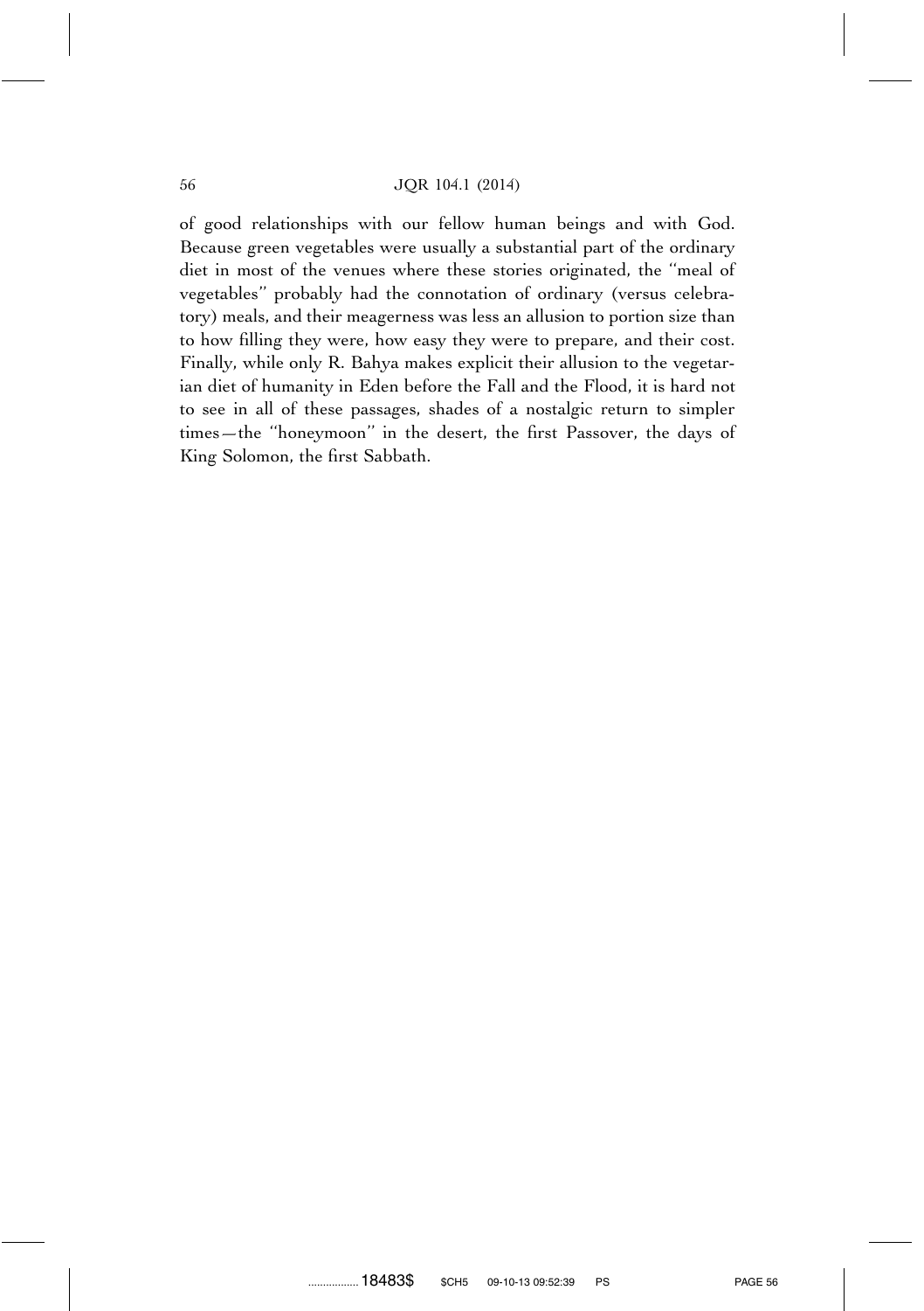of good relationships with our fellow human beings and with God. Because green vegetables were usually a substantial part of the ordinary diet in most of the venues where these stories originated, the ''meal of vegetables'' probably had the connotation of ordinary (versus celebratory) meals, and their meagerness was less an allusion to portion size than to how filling they were, how easy they were to prepare, and their cost. Finally, while only R. Bahya makes explicit their allusion to the vegetarian diet of humanity in Eden before the Fall and the Flood, it is hard not to see in all of these passages, shades of a nostalgic return to simpler times—the ''honeymoon'' in the desert, the first Passover, the days of King Solomon, the first Sabbath.